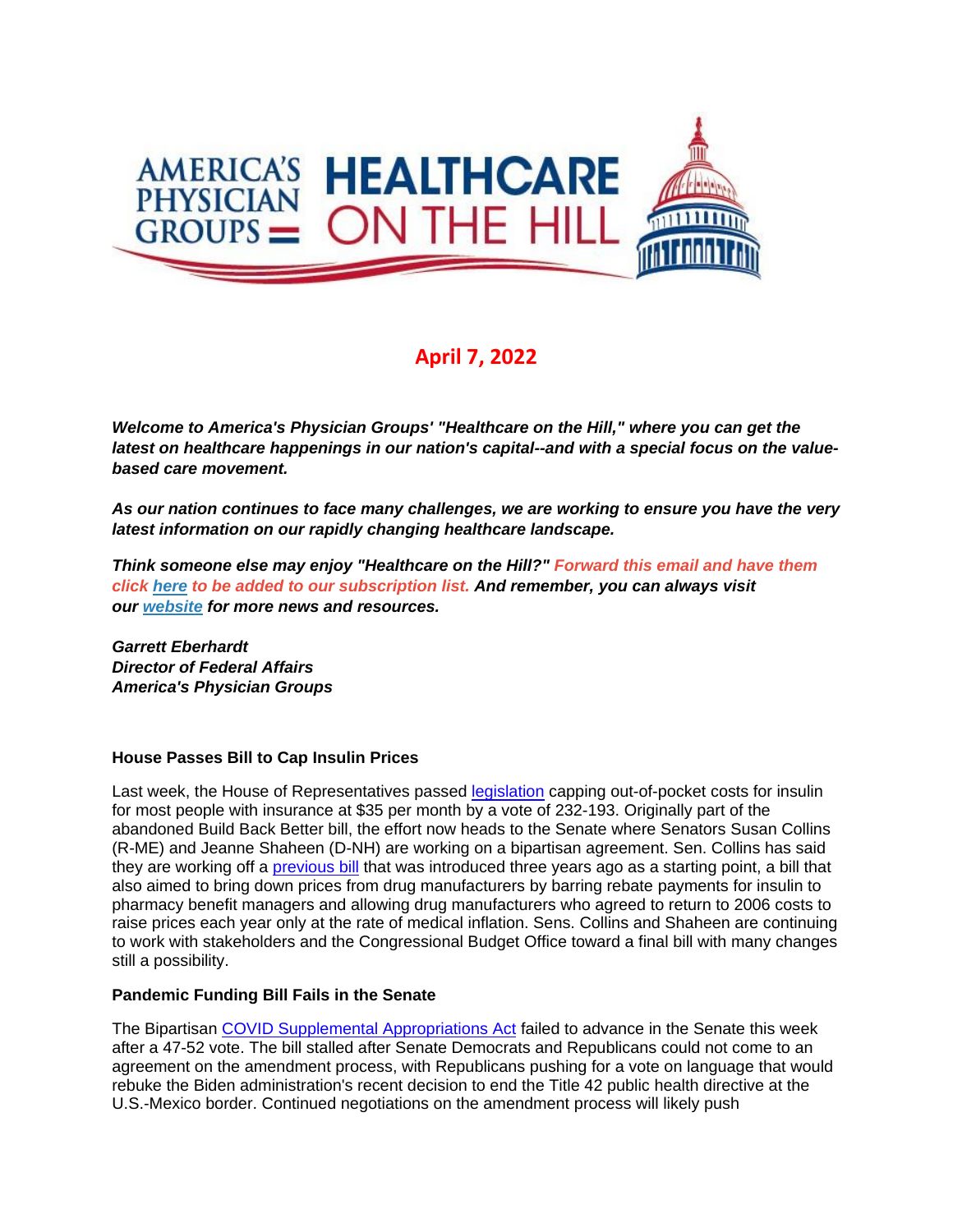# AMERICA'S PHYSICIAN GROUPS — HEALTHCARE ON THE HILL

## April 7, 2022

***Welcome to America's Physician Groups' "Healthcare on the Hill," where you can get the latest on healthcare happenings in our nation's capital--and with a special focus on the value-based care movement.***

***As our nation continues to face many challenges, we are working to ensure you have the very latest information on our rapidly changing healthcare landscape.***

***Think someone else may enjoy "Healthcare on the Hill?" Forward this email and have them click here to be added to our subscription list. And remember, you can always visit our website for more news and resources.***

***Garrett Eberhardt***
***Director of Federal Affairs***
***America's Physician Groups***

**House Passes Bill to Cap Insulin Prices**

Last week, the House of Representatives passed legislation capping out-of-pocket costs for insulin for most people with insurance at $35 per month by a vote of 232-193. Originally part of the abandoned Build Back Better bill, the effort now heads to the Senate where Senators Susan Collins (R-ME) and Jeanne Shaheen (D-NH) are working on a bipartisan agreement. Sen. Collins has said they are working off a previous bill that was introduced three years ago as a starting point, a bill that also aimed to bring down prices from drug manufacturers by barring rebate payments for insulin to pharmacy benefit managers and allowing drug manufacturers who agreed to return to 2006 costs to raise prices each year only at the rate of medical inflation. Sens. Collins and Shaheen are continuing to work with stakeholders and the Congressional Budget Office toward a final bill with many changes still a possibility.

**Pandemic Funding Bill Fails in the Senate**

The Bipartisan COVID Supplemental Appropriations Act failed to advance in the Senate this week after a 47-52 vote. The bill stalled after Senate Democrats and Republicans could not come to an agreement on the amendment process, with Republicans pushing for a vote on language that would rebuke the Biden administration's recent decision to end the Title 42 public health directive at the U.S.-Mexico border. Continued negotiations on the amendment process will likely push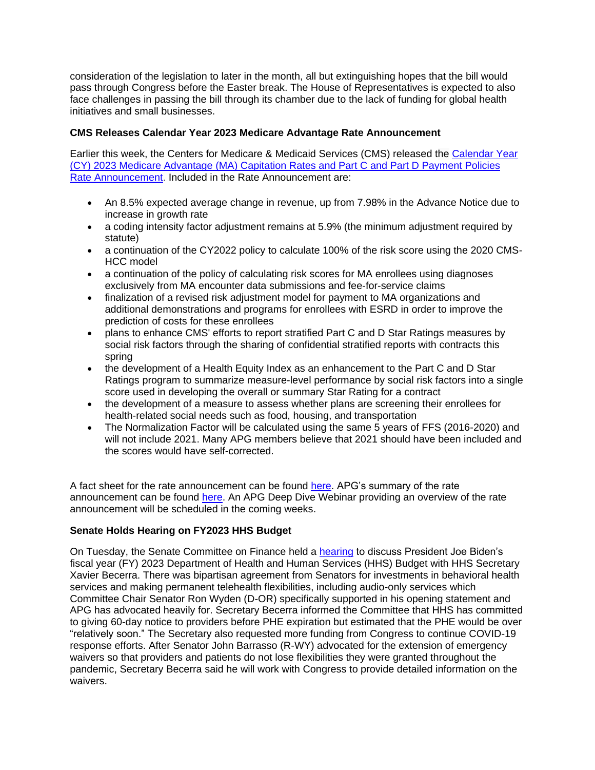consideration of the legislation to later in the month, all but extinguishing hopes that the bill would pass through Congress before the Easter break. The House of Representatives is expected to also face challenges in passing the bill through its chamber due to the lack of funding for global health initiatives and small businesses.

**CMS Releases Calendar Year 2023 Medicare Advantage Rate Announcement**

Earlier this week, the Centers for Medicare & Medicaid Services (CMS) released the [Calendar Year (CY) 2023 Medicare Advantage (MA) Capitation Rates and Part C and Part D Payment Policies Rate Announcement](). Included in the Rate Announcement are:

- An 8.5% expected average change in revenue, up from 7.98% in the Advance Notice due to increase in growth rate
- a coding intensity factor adjustment remains at 5.9% (the minimum adjustment required by statute)
- a continuation of the CY2022 policy to calculate 100% of the risk score using the 2020 CMS-HCC model
- a continuation of the policy of calculating risk scores for MA enrollees using diagnoses exclusively from MA encounter data submissions and fee-for-service claims
- finalization of a revised risk adjustment model for payment to MA organizations and additional demonstrations and programs for enrollees with ESRD in order to improve the prediction of costs for these enrollees
- plans to enhance CMS' efforts to report stratified Part C and D Star Ratings measures by social risk factors through the sharing of confidential stratified reports with contracts this spring
- the development of a Health Equity Index as an enhancement to the Part C and D Star Ratings program to summarize measure-level performance by social risk factors into a single score used in developing the overall or summary Star Rating for a contract
- the development of a measure to assess whether plans are screening their enrollees for health-related social needs such as food, housing, and transportation
- The Normalization Factor will be calculated using the same 5 years of FFS (2016-2020) and will not include 2021. Many APG members believe that 2021 should have been included and the scores would have self-corrected.

A fact sheet for the rate announcement can be found [here](). APG's summary of the rate announcement can be found [here](). An APG Deep Dive Webinar providing an overview of the rate announcement will be scheduled in the coming weeks.

**Senate Holds Hearing on FY2023 HHS Budget**

On Tuesday, the Senate Committee on Finance held a [hearing]() to discuss President Joe Biden's fiscal year (FY) 2023 Department of Health and Human Services (HHS) Budget with HHS Secretary Xavier Becerra. There was bipartisan agreement from Senators for investments in behavioral health services and making permanent telehealth flexibilities, including audio-only services which Committee Chair Senator Ron Wyden (D-OR) specifically supported in his opening statement and APG has advocated heavily for. Secretary Becerra informed the Committee that HHS has committed to giving 60-day notice to providers before PHE expiration but estimated that the PHE would be over "relatively soon." The Secretary also requested more funding from Congress to continue COVID-19 response efforts. After Senator John Barrasso (R-WY) advocated for the extension of emergency waivers so that providers and patients do not lose flexibilities they were granted throughout the pandemic, Secretary Becerra said he will work with Congress to provide detailed information on the waivers.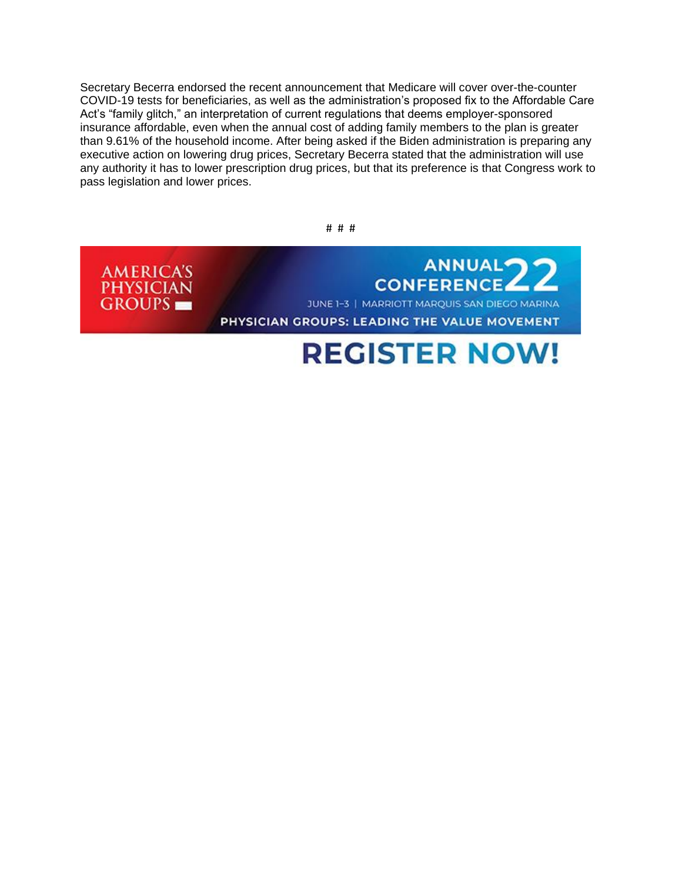Secretary Becerra endorsed the recent announcement that Medicare will cover over-the-counter COVID-19 tests for beneficiaries, as well as the administration's proposed fix to the Affordable Care Act's "family glitch," an interpretation of current regulations that deems employer-sponsored insurance affordable, even when the annual cost of adding family members to the plan is greater than 9.61% of the household income. After being asked if the Biden administration is preparing any executive action on lowering drug prices, Secretary Becerra stated that the administration will use any authority it has to lower prescription drug prices, but that its preference is that Congress work to pass legislation and lower prices.

# # #

AMERICA'S PHYSICIAN GROUPS

ANNUAL CONFERENCE 22

JUNE 1–3 | MARRIOTT MARQUIS SAN DIEGO MARINA

PHYSICIAN GROUPS: LEADING THE VALUE MOVEMENT

REGISTER NOW!